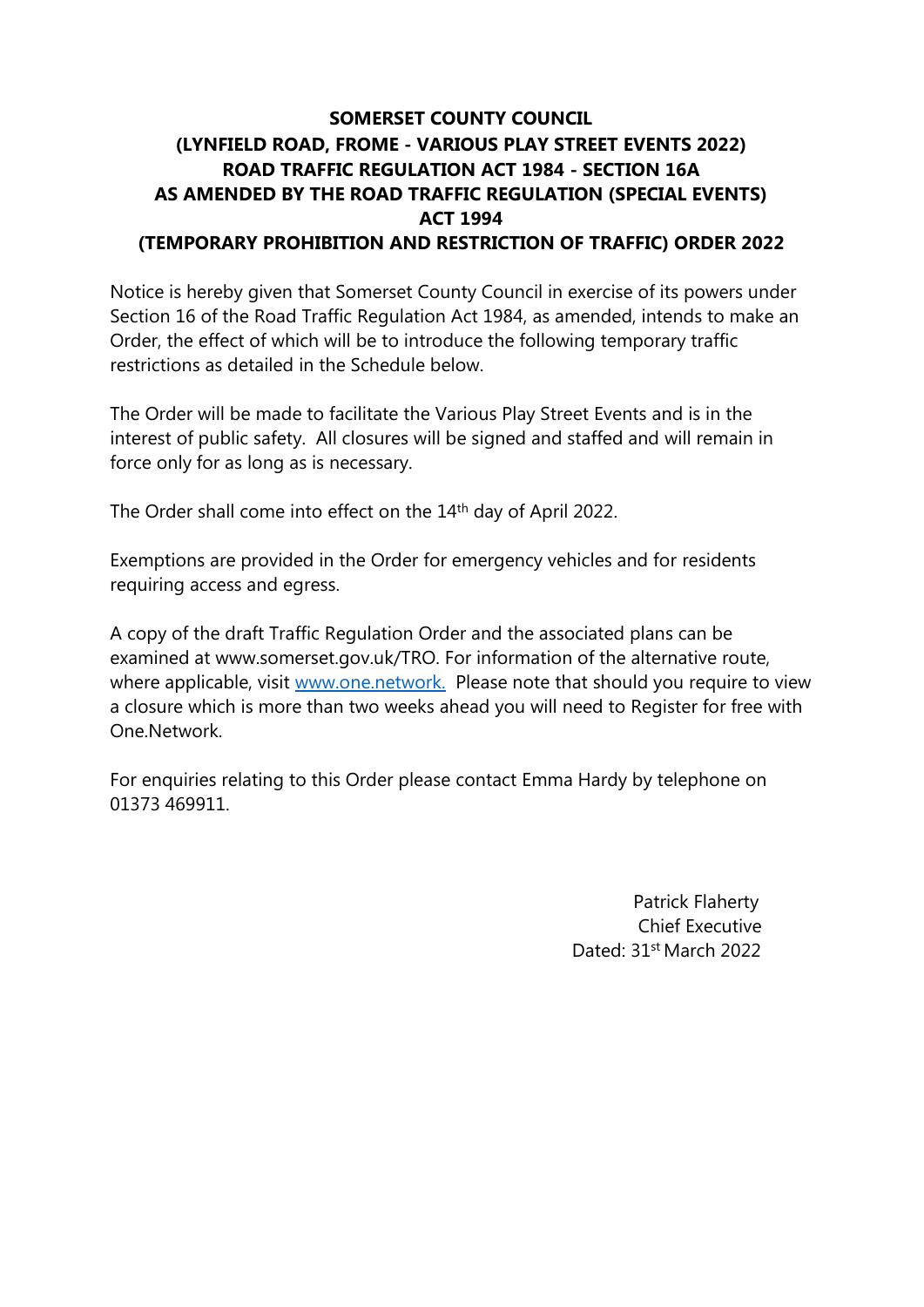# SOMERSET COUNTY COUNCIL
# (LYNFIELD ROAD, FROME - VARIOUS PLAY STREET EVENTS 2022)
# ROAD TRAFFIC REGULATION ACT 1984 - SECTION 16A
# AS AMENDED BY THE ROAD TRAFFIC REGULATION (SPECIAL EVENTS) ACT 1994
# (TEMPORARY PROHIBITION AND RESTRICTION OF TRAFFIC) ORDER 2022

Notice is hereby given that Somerset County Council in exercise of its powers under Section 16 of the Road Traffic Regulation Act 1984, as amended, intends to make an Order, the effect of which will be to introduce the following temporary traffic restrictions as detailed in the Schedule below.

The Order will be made to facilitate the Various Play Street Events and is in the interest of public safety. All closures will be signed and staffed and will remain in force only for as long as is necessary.

The Order shall come into effect on the 14th day of April 2022.

Exemptions are provided in the Order for emergency vehicles and for residents requiring access and egress.

A copy of the draft Traffic Regulation Order and the associated plans can be examined at www.somerset.gov.uk/TRO. For information of the alternative route, where applicable, visit [www.one.network.](http://www.one.network) Please note that should you require to view a closure which is more than two weeks ahead you will need to Register for free with One.Network.

For enquiries relating to this Order please contact Emma Hardy by telephone on 01373 469911.

Patrick Flaherty
Chief Executive
Dated: 31st March 2022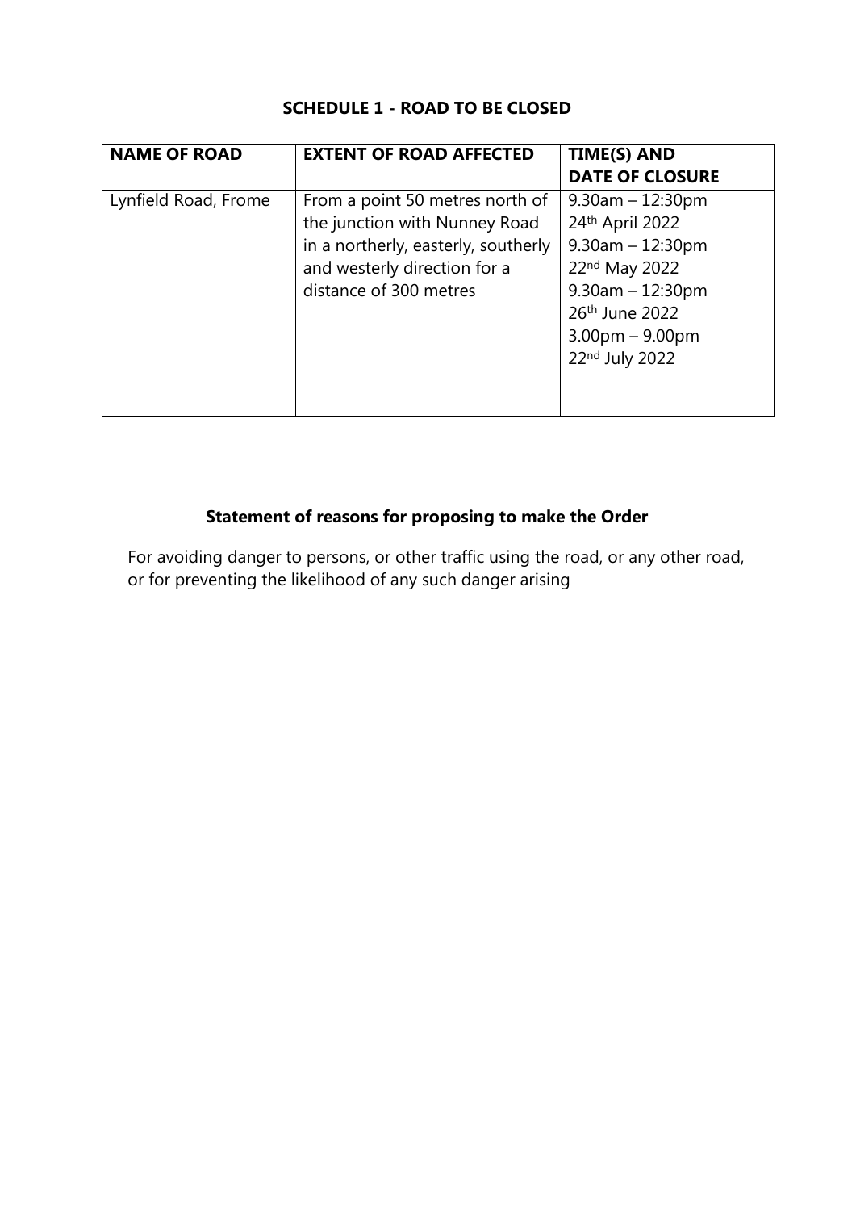## SCHEDULE 1 - ROAD TO BE CLOSED

| NAME OF ROAD | EXTENT OF ROAD AFFECTED | TIME(S) AND DATE OF CLOSURE |
|---|---|---|
| Lynfield Road, Frome | From a point 50 metres north of the junction with Nunney Road in a northerly, easterly, southerly and westerly direction for a distance of 300 metres | 9.30am – 12:30pm 24th April 2022<br>9.30am – 12:30pm 22nd May 2022<br>9.30am – 12:30pm 26th June 2022<br>3.00pm – 9.00pm 22nd July 2022 |

## Statement of reasons for proposing to make the Order

For avoiding danger to persons, or other traffic using the road, or any other road, or for preventing the likelihood of any such danger arising